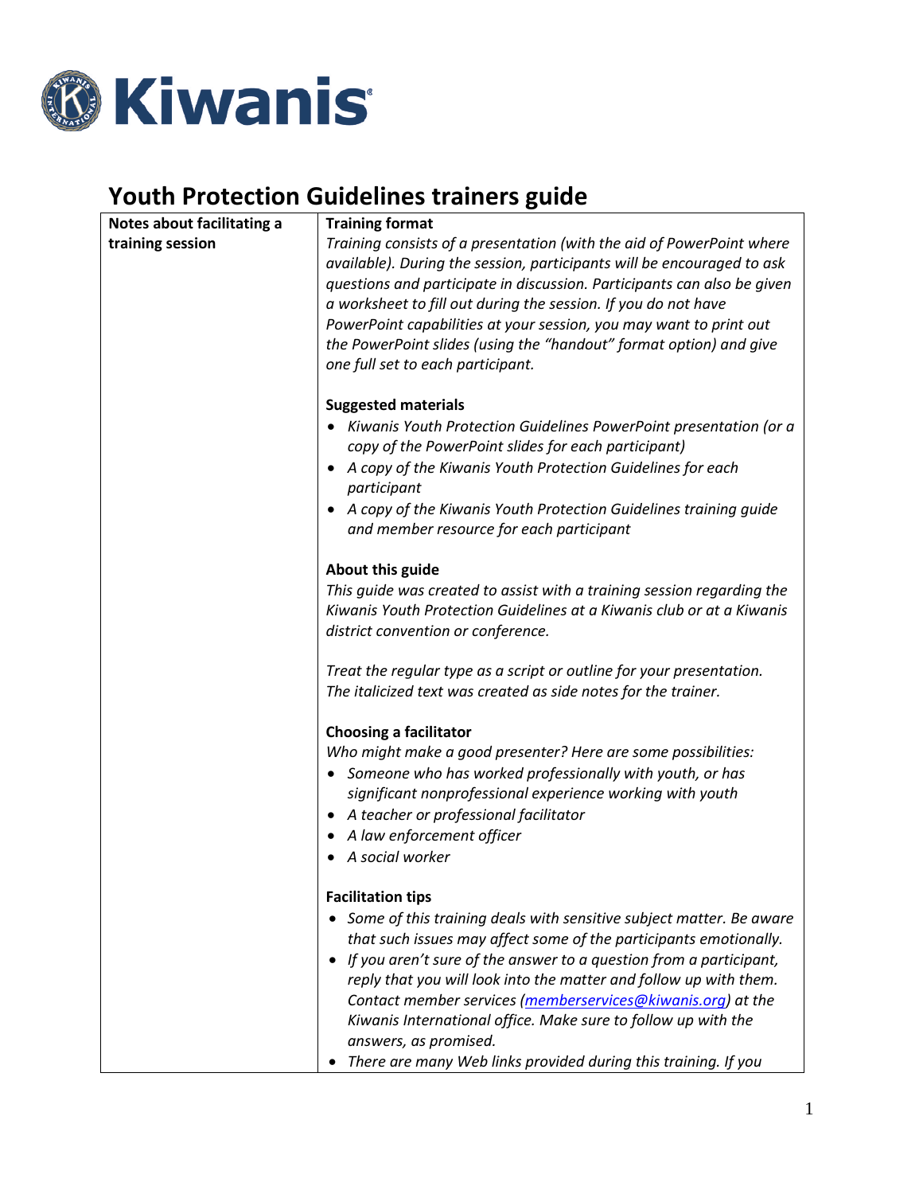Kiwanis

# Youth Protection Guidelines trainers guide

| **Notes about facilitating a training session** | **Training format**<br>*Training consists of a presentation (with the aid of PowerPoint where available). During the session, participants will be encouraged to ask questions and participate in discussion. Participants can also be given a worksheet to fill out during the session. If you do not have PowerPoint capabilities at your session, you may want to print out the PowerPoint slides (using the "handout" format option) and give one full set to each participant.*<br><br>**Suggested materials**<br>• *Kiwanis Youth Protection Guidelines PowerPoint presentation (or a copy of the PowerPoint slides for each participant)*<br>• *A copy of the Kiwanis Youth Protection Guidelines for each participant*<br>• *A copy of the Kiwanis Youth Protection Guidelines training guide and member resource for each participant*<br><br>**About this guide**<br>*This guide was created to assist with a training session regarding the Kiwanis Youth Protection Guidelines at a Kiwanis club or at a Kiwanis district convention or conference.*<br><br>*Treat the regular type as a script or outline for your presentation. The italicized text was created as side notes for the trainer.*<br><br>**Choosing a facilitator**<br>*Who might make a good presenter? Here are some possibilities:*<br>• *Someone who has worked professionally with youth, or has significant nonprofessional experience working with youth*<br>• *A teacher or professional facilitator*<br>• *A law enforcement officer*<br>• *A social worker*<br><br>**Facilitation tips**<br>• *Some of this training deals with sensitive subject matter. Be aware that such issues may affect some of the participants emotionally.*<br>• *If you aren't sure of the answer to a question from a participant, reply that you will look into the matter and follow up with them. Contact member services (memberservices@kiwanis.org) at the Kiwanis International office. Make sure to follow up with the answers, as promised.*<br>• *There are many Web links provided during this training. If you* |
|---|---|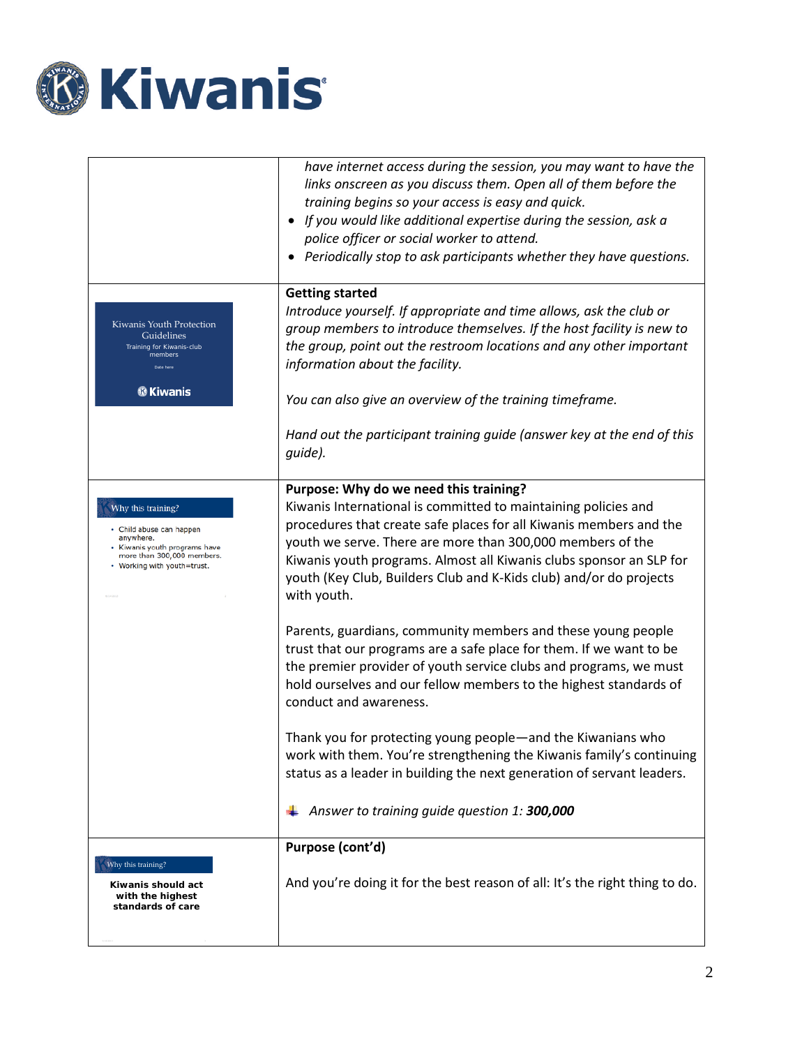| | |
|---|---|
| | *have internet access during the session, you may want to have the links onscreen as you discuss them. Open all of them before the training begins so your access is easy and quick.*<br>• *If you would like additional expertise during the session, ask a police officer or social worker to attend.*<br>• *Periodically stop to ask participants whether they have questions.* |
| Kiwanis Youth Protection Guidelines<br>Training for Kiwanis-club members<br>Date here<br>Kiwanis | **Getting started**<br>*Introduce yourself. If appropriate and time allows, ask the club or group members to introduce themselves. If the host facility is new to the group, point out the restroom locations and any other important information about the facility.*<br><br>*You can also give an overview of the training timeframe.*<br><br>*Hand out the participant training guide (answer key at the end of this guide).* |
| Why this training?<br>• Child abuse can happen anywhere.<br>• Kiwanis youth programs have more than 300,000 members.<br>• Working with youth=trust. | **Purpose: Why do we need this training?**<br>Kiwanis International is committed to maintaining policies and procedures that create safe places for all Kiwanis members and the youth we serve. There are more than 300,000 members of the Kiwanis youth programs. Almost all Kiwanis clubs sponsor an SLP for youth (Key Club, Builders Club and K-Kids club) and/or do projects with youth.<br><br>Parents, guardians, community members and these young people trust that our programs are a safe place for them. If we want to be the premier provider of youth service clubs and programs, we must hold ourselves and our fellow members to the highest standards of conduct and awareness.<br><br>Thank you for protecting young people—and the Kiwanians who work with them. You're strengthening the Kiwanis family's continuing status as a leader in building the next generation of servant leaders.<br><br>*Answer to training guide question 1:* ***300,000*** |
| Why this training?<br>**Kiwanis should act with the highest standards of care** | **Purpose (cont'd)**<br><br>And you're doing it for the best reason of all: It's the right thing to do. |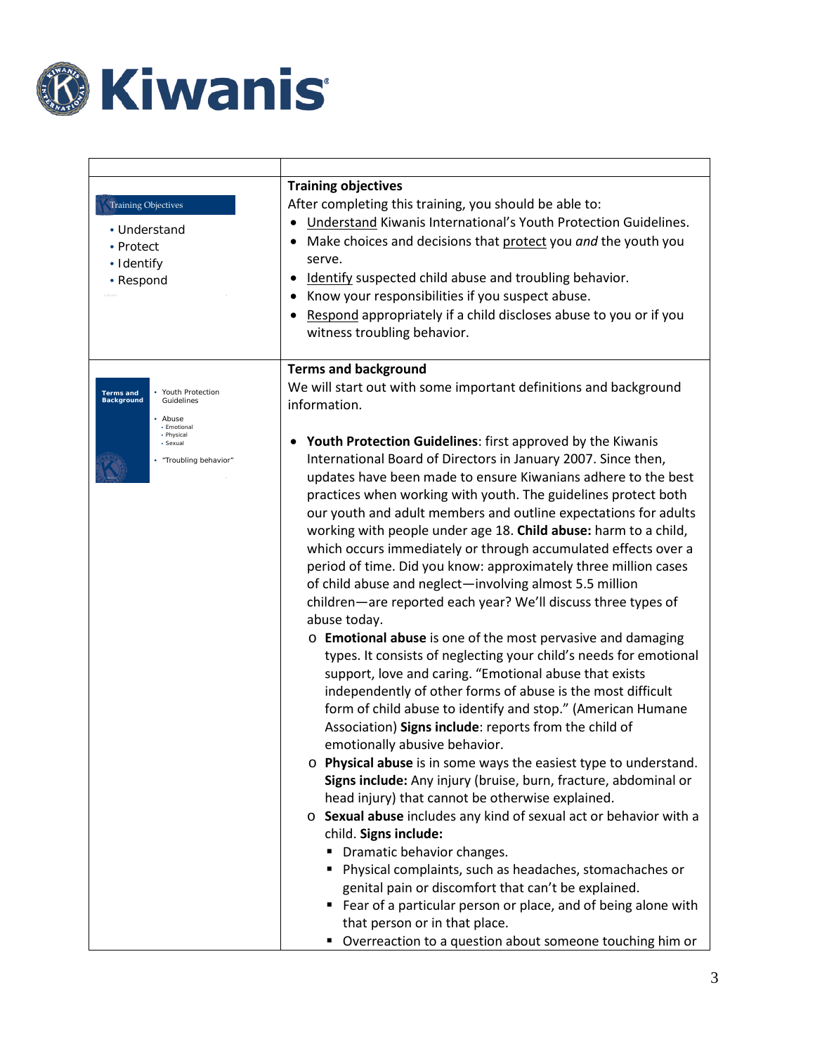# Kiwanis

| | |
|---|---|
| Training Objectives<br>• Understand<br>• Protect<br>• Identify<br>• Respond | **Training objectives**<br>After completing this training, you should be able to:<br>• Understand Kiwanis International's Youth Protection Guidelines.<br>• Make choices and decisions that protect you *and* the youth you serve.<br>• Identify suspected child abuse and troubling behavior.<br>• Know your responsibilities if you suspect abuse.<br>• Respond appropriately if a child discloses abuse to you or if you witness troubling behavior. |
| Terms and Background<br>• Youth Protection Guidelines<br>• Abuse<br>  • Emotional<br>  • Physical<br>  • Sexual<br>• "Troubling behavior" | **Terms and background**<br>We will start out with some important definitions and background information.<br><br>• **Youth Protection Guidelines**: first approved by the Kiwanis International Board of Directors in January 2007. Since then, updates have been made to ensure Kiwanians adhere to the best practices when working with youth. The guidelines protect both our youth and adult members and outline expectations for adults working with people under age 18. **Child abuse:** harm to a child, which occurs immediately or through accumulated effects over a period of time. Did you know: approximately three million cases of child abuse and neglect—involving almost 5.5 million children—are reported each year? We'll discuss three types of abuse today.<br>  ○ **Emotional abuse** is one of the most pervasive and damaging types. It consists of neglecting your child's needs for emotional support, love and caring. "Emotional abuse that exists independently of other forms of abuse is the most difficult form of child abuse to identify and stop." (American Humane Association) **Signs include**: reports from the child of emotionally abusive behavior.<br>  ○ **Physical abuse** is in some ways the easiest type to understand. **Signs include:** Any injury (bruise, burn, fracture, abdominal or head injury) that cannot be otherwise explained.<br>  ○ **Sexual abuse** includes any kind of sexual act or behavior with a child. **Signs include:**<br>    ▪ Dramatic behavior changes.<br>    ▪ Physical complaints, such as headaches, stomachaches or genital pain or discomfort that can't be explained.<br>    ▪ Fear of a particular person or place, and of being alone with that person or in that place.<br>    ▪ Overreaction to a question about someone touching him or |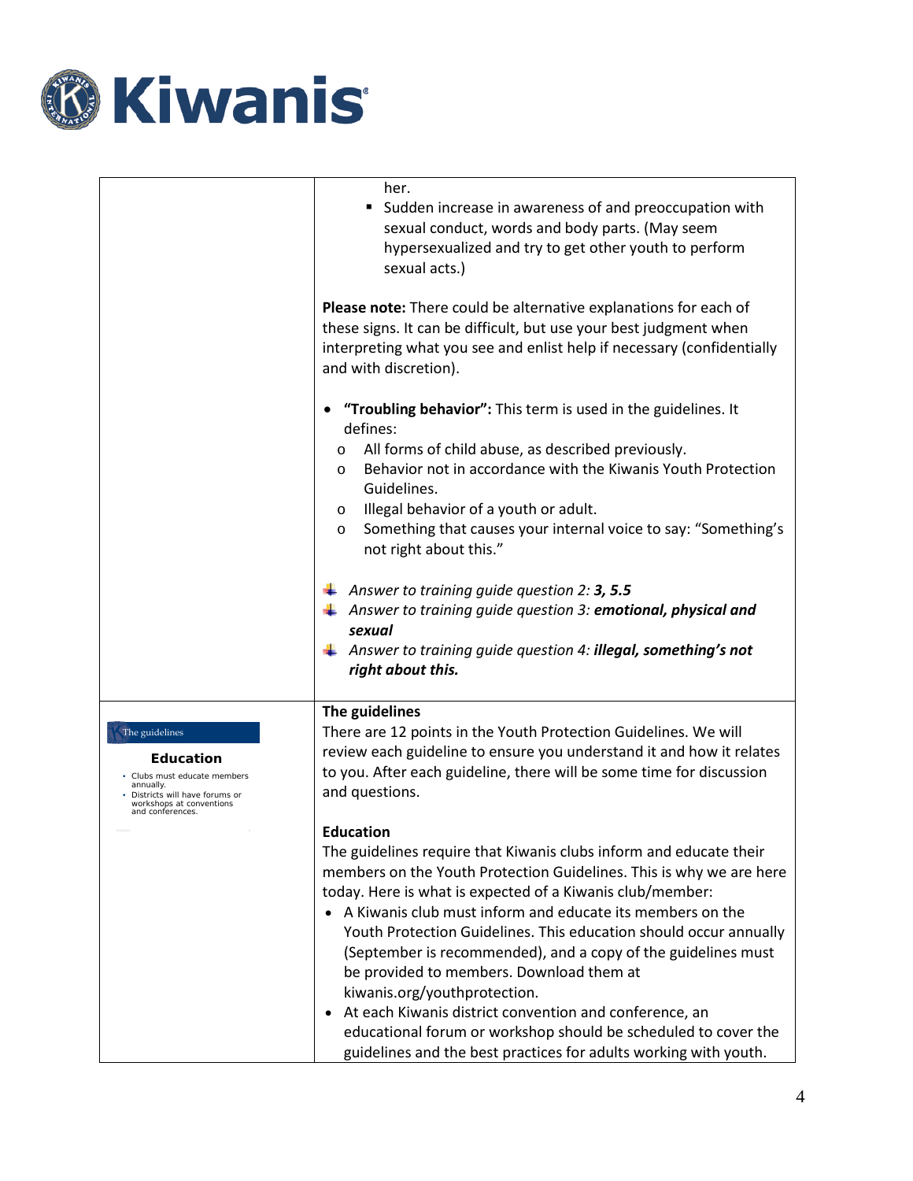| | |
|---|---|
| | her.<br>▪ Sudden increase in awareness of and preoccupation with sexual conduct, words and body parts. (May seem hypersexualized and try to get other youth to perform sexual acts.)<br><br>**Please note:** There could be alternative explanations for each of these signs. It can be difficult, but use your best judgment when interpreting what you see and enlist help if necessary (confidentially and with discretion).<br><br>• **"Troubling behavior":** This term is used in the guidelines. It defines:<br>o All forms of child abuse, as described previously.<br>o Behavior not in accordance with the Kiwanis Youth Protection Guidelines.<br>o Illegal behavior of a youth or adult.<br>o Something that causes your internal voice to say: "Something's not right about this."<br><br>*Answer to training guide question 2:* ***3, 5.5***<br>*Answer to training guide question 3:* ***emotional, physical and sexual***<br>*Answer to training guide question 4:* ***illegal, something's not right about this.*** |
| The guidelines<br><br>**Education**<br>• Clubs must educate members annually.<br>• Districts will have forums or workshops at conventions and conferences. | **The guidelines**<br>There are 12 points in the Youth Protection Guidelines. We will review each guideline to ensure you understand it and how it relates to you. After each guideline, there will be some time for discussion and questions.<br><br>**Education**<br>The guidelines require that Kiwanis clubs inform and educate their members on the Youth Protection Guidelines. This is why we are here today. Here is what is expected of a Kiwanis club/member:<br>• A Kiwanis club must inform and educate its members on the Youth Protection Guidelines. This education should occur annually (September is recommended), and a copy of the guidelines must be provided to members. Download them at kiwanis.org/youthprotection.<br>• At each Kiwanis district convention and conference, an educational forum or workshop should be scheduled to cover the guidelines and the best practices for adults working with youth. |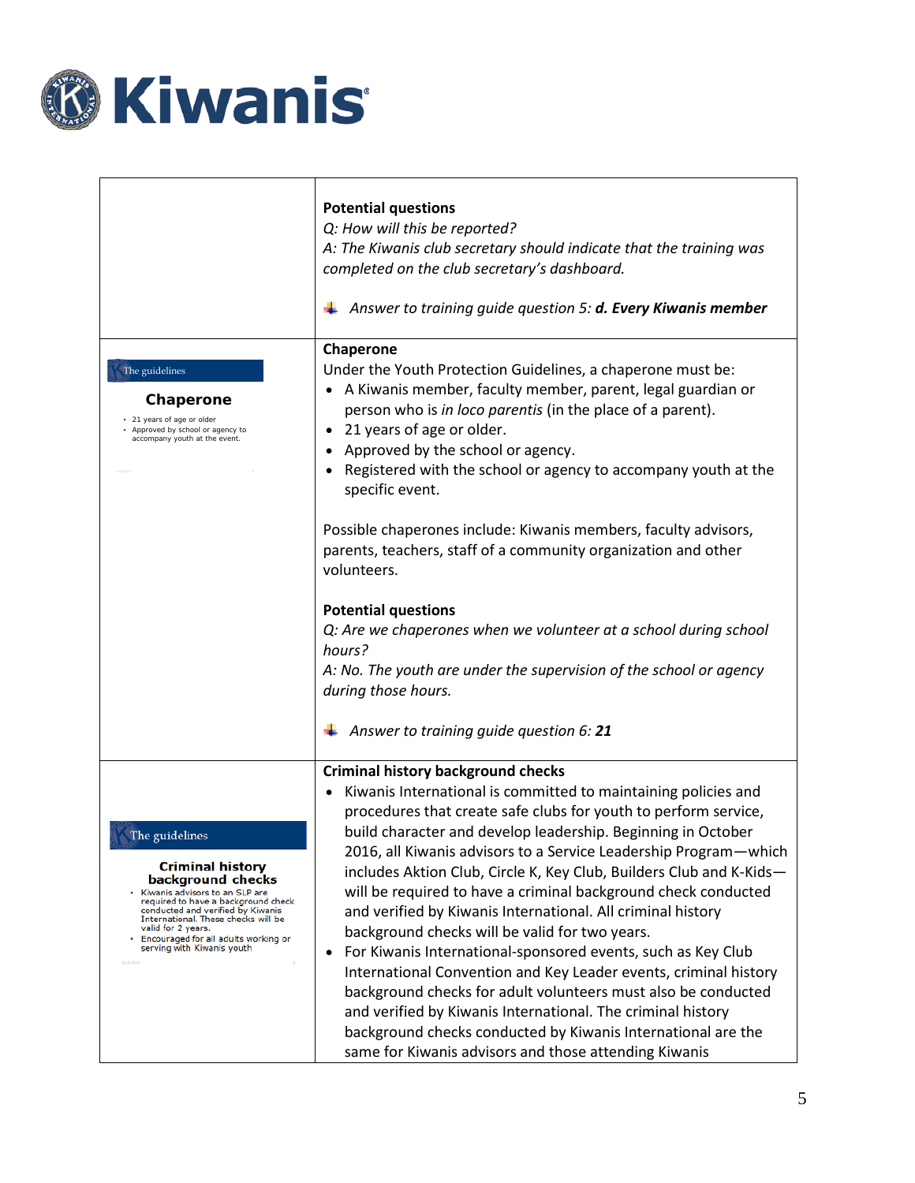| | |
|---|---|
| | **Potential questions**<br>*Q: How will this be reported?*<br>*A: The Kiwanis club secretary should indicate that the training was completed on the club secretary's dashboard.*<br><br>*Answer to training guide question 5:* ***d. Every Kiwanis member*** |
| The guidelines<br>**Chaperone**<br>• 21 years of age or older<br>• Approved by school or agency to accompany youth at the event. | **Chaperone**<br>Under the Youth Protection Guidelines, a chaperone must be:<br>• A Kiwanis member, faculty member, parent, legal guardian or person who is *in loco parentis* (in the place of a parent).<br>• 21 years of age or older.<br>• Approved by the school or agency.<br>• Registered with the school or agency to accompany youth at the specific event.<br><br>Possible chaperones include: Kiwanis members, faculty advisors, parents, teachers, staff of a community organization and other volunteers.<br><br>**Potential questions**<br>*Q: Are we chaperones when we volunteer at a school during school hours?*<br>*A: No. The youth are under the supervision of the school or agency during those hours.*<br><br>*Answer to training guide question 6:* ***21*** |
| The guidelines<br>**Criminal history background checks**<br>• Kiwanis advisors to an SLP are required to have a background check conducted and verified by Kiwanis International. These checks will be valid for 2 years.<br>• Encouraged for all adults working or serving with Kiwanis youth | **Criminal history background checks**<br>• Kiwanis International is committed to maintaining policies and procedures that create safe clubs for youth to perform service, build character and develop leadership. Beginning in October 2016, all Kiwanis advisors to a Service Leadership Program—which includes Aktion Club, Circle K, Key Club, Builders Club and K-Kids—will be required to have a criminal background check conducted and verified by Kiwanis International. All criminal history background checks will be valid for two years.<br>• For Kiwanis International-sponsored events, such as Key Club International Convention and Key Leader events, criminal history background checks for adult volunteers must also be conducted and verified by Kiwanis International. The criminal history background checks conducted by Kiwanis International are the same for Kiwanis advisors and those attending Kiwanis |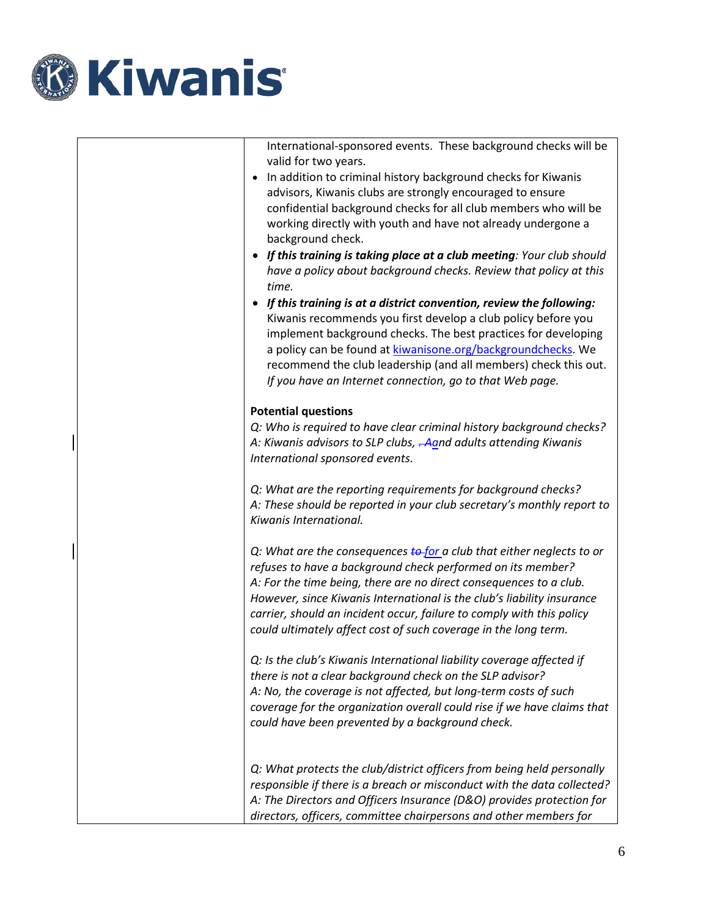| | International-sponsored events. These background checks will be valid for two years.<br>• In addition to criminal history background checks for Kiwanis advisors, Kiwanis clubs are strongly encouraged to ensure confidential background checks for all club members who will be working directly with youth and have not already undergone a background check.<br>• ***If this training is taking place at a club meeting****: Your club should have a policy about background checks. Review that policy at this time.*<br>• ***If this training is at a district convention, review the following:*** Kiwanis recommends you first develop a club policy before you implement background checks. The best practices for developing a policy can be found at kiwanisone.org/backgroundchecks. We recommend the club leadership (and all members) check this out. *If you have an Internet connection, go to that Web page.*<br><br>**Potential questions**<br>*Q: Who is required to have clear criminal history background checks?*<br>*A: Kiwanis advisors to SLP clubs, and adults attending Kiwanis International sponsored events.*<br><br>*Q: What are the reporting requirements for background checks?*<br>*A: These should be reported in your club secretary's monthly report to Kiwanis International.*<br><br>*Q: What are the consequences for a club that either neglects to or refuses to have a background check performed on its member?*<br>*A: For the time being, there are no direct consequences to a club. However, since Kiwanis International is the club's liability insurance carrier, should an incident occur, failure to comply with this policy could ultimately affect cost of such coverage in the long term.*<br><br>*Q: Is the club's Kiwanis International liability coverage affected if there is not a clear background check on the SLP advisor?*<br>*A: No, the coverage is not affected, but long-term costs of such coverage for the organization overall could rise if we have claims that could have been prevented by a background check.*<br><br>*Q: What protects the club/district officers from being held personally responsible if there is a breach or misconduct with the data collected?*<br>*A: The Directors and Officers Insurance (D&O) provides protection for directors, officers, committee chairpersons and other members for* |
|---|---|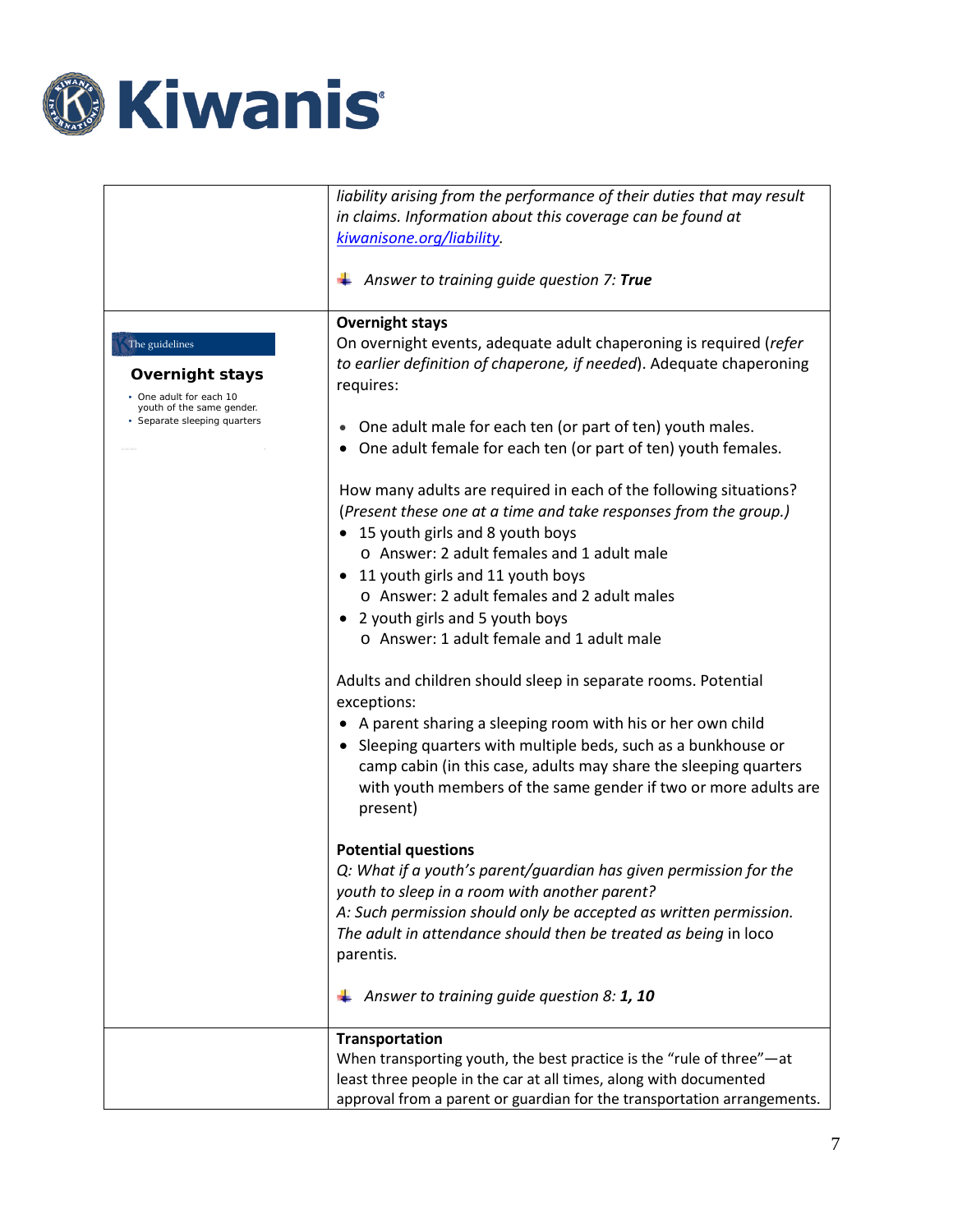| | |
|---|---|
| | *liability arising from the performance of their duties that may result in claims. Information about this coverage can be found at [kiwanisone.org/liability](kiwanisone.org/liability).*<br><br>*Answer to training guide question 7:* ***True*** |
| The guidelines<br><br>**Overnight stays**<br>• One adult for each 10 youth of the same gender.<br>• Separate sleeping quarters | **Overnight stays**<br>On overnight events, adequate adult chaperoning is required (*refer to earlier definition of chaperone, if needed*). Adequate chaperoning requires:<br><br>• One adult male for each ten (or part of ten) youth males.<br>• One adult female for each ten (or part of ten) youth females.<br><br>How many adults are required in each of the following situations? (*Present these one at a time and take responses from the group.)*<br>• 15 youth girls and 8 youth boys<br>  o Answer: 2 adult females and 1 adult male<br>• 11 youth girls and 11 youth boys<br>  o Answer: 2 adult females and 2 adult males<br>• 2 youth girls and 5 youth boys<br>  o Answer: 1 adult female and 1 adult male<br><br>Adults and children should sleep in separate rooms. Potential exceptions:<br>• A parent sharing a sleeping room with his or her own child<br>• Sleeping quarters with multiple beds, such as a bunkhouse or camp cabin (in this case, adults may share the sleeping quarters with youth members of the same gender if two or more adults are present)<br><br>**Potential questions**<br>*Q: What if a youth's parent/guardian has given permission for the youth to sleep in a room with another parent?*<br>*A: Such permission should only be accepted as written permission. The adult in attendance should then be treated as being* in loco parentis.<br><br>*Answer to training guide question 8:* ***1, 10*** |
| | **Transportation**<br>When transporting youth, the best practice is the "rule of three"—at least three people in the car at all times, along with documented approval from a parent or guardian for the transportation arrangements. |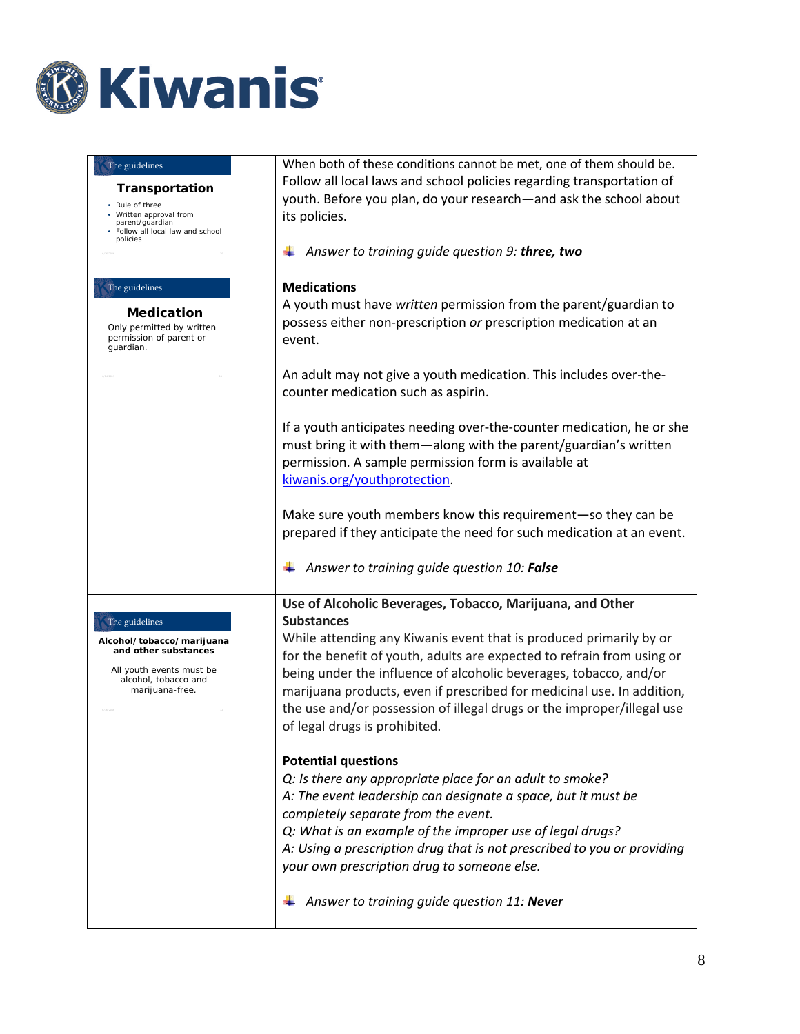| | |
|---|---|
| The guidelines<br>**Transportation**<br>• Rule of three<br>• Written approval from parent/guardian<br>• Follow all local law and school policies | When both of these conditions cannot be met, one of them should be. Follow all local laws and school policies regarding transportation of youth. Before you plan, do your research—and ask the school about its policies.<br><br>*Answer to training guide question 9:* ***three, two*** |
| The guidelines<br>**Medication**<br>Only permitted by written permission of parent or guardian. | **Medications**<br>A youth must have *written* permission from the parent/guardian to possess either non-prescription *or* prescription medication at an event.<br><br>An adult may not give a youth medication. This includes over-the-counter medication such as aspirin.<br><br>If a youth anticipates needing over-the-counter medication, he or she must bring it with them—along with the parent/guardian's written permission. A sample permission form is available at [kiwanis.org/youthprotection](kiwanis.org/youthprotection).<br><br>Make sure youth members know this requirement—so they can be prepared if they anticipate the need for such medication at an event.<br><br>*Answer to training guide question 10:* ***False*** |
| The guidelines<br>**Alcohol/ tobacco/ marijuana and other substances**<br>All youth events must be alcohol, tobacco and marijuana-free. | **Use of Alcoholic Beverages, Tobacco, Marijuana, and Other Substances**<br>While attending any Kiwanis event that is produced primarily by or for the benefit of youth, adults are expected to refrain from using or being under the influence of alcoholic beverages, tobacco, and/or marijuana products, even if prescribed for medicinal use. In addition, the use and/or possession of illegal drugs or the improper/illegal use of legal drugs is prohibited.<br><br>**Potential questions**<br>*Q: Is there any appropriate place for an adult to smoke?*<br>*A: The event leadership can designate a space, but it must be completely separate from the event.*<br>*Q: What is an example of the improper use of legal drugs?*<br>*A: Using a prescription drug that is not prescribed to you or providing your own prescription drug to someone else.*<br><br>*Answer to training guide question 11:* ***Never*** |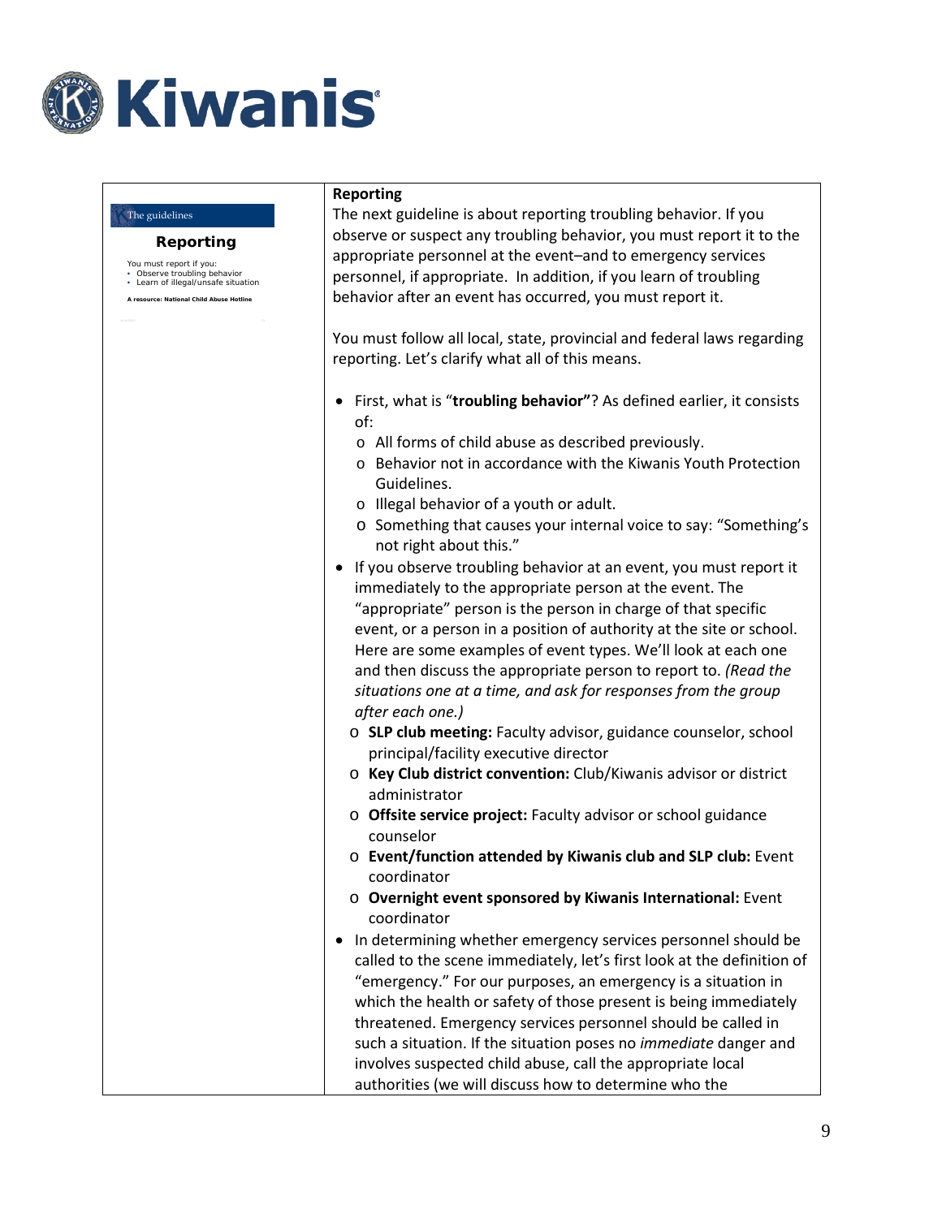| The guidelines<br><br>**Reporting**<br><br>You must report if you:<br>• Observe troubling behavior<br>• Learn of illegal/unsafe situation<br><br>**A resource: National Child Abuse Hotline** | **Reporting**<br>The next guideline is about reporting troubling behavior. If you observe or suspect any troubling behavior, you must report it to the appropriate personnel at the event–and to emergency services personnel, if appropriate. In addition, if you learn of troubling behavior after an event has occurred, you must report it.<br><br>You must follow all local, state, provincial and federal laws regarding reporting. Let's clarify what all of this means.<br><br>• First, what is "**troubling behavior"**? As defined earlier, it consists of:<br>  o All forms of child abuse as described previously.<br>  o Behavior not in accordance with the Kiwanis Youth Protection Guidelines.<br>  o Illegal behavior of a youth or adult.<br>  o Something that causes your internal voice to say: "Something's not right about this."<br>• If you observe troubling behavior at an event, you must report it immediately to the appropriate person at the event. The "appropriate" person is the person in charge of that specific event, or a person in a position of authority at the site or school. Here are some examples of event types. We'll look at each one and then discuss the appropriate person to report to. *(Read the situations one at a time, and ask for responses from the group after each one.)*<br>  o **SLP club meeting:** Faculty advisor, guidance counselor, school principal/facility executive director<br>  o **Key Club district convention:** Club/Kiwanis advisor or district administrator<br>  o **Offsite service project:** Faculty advisor or school guidance counselor<br>  o **Event/function attended by Kiwanis club and SLP club:** Event coordinator<br>  o **Overnight event sponsored by Kiwanis International:** Event coordinator<br>• In determining whether emergency services personnel should be called to the scene immediately, let's first look at the definition of "emergency." For our purposes, an emergency is a situation in which the health or safety of those present is being immediately threatened. Emergency services personnel should be called in such a situation. If the situation poses no *immediate* danger and involves suspected child abuse, call the appropriate local authorities (we will discuss how to determine who the |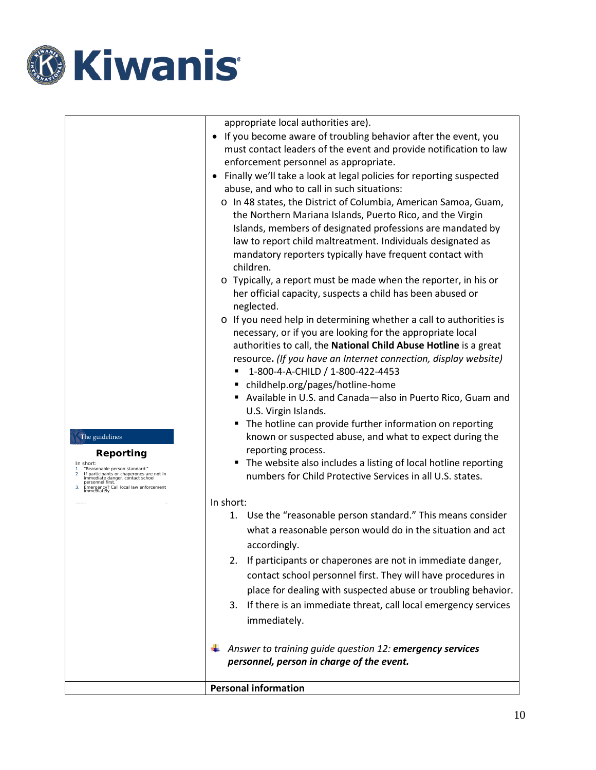| | |
|---|---|
| | appropriate local authorities are). |
| | - If you become aware of troubling behavior after the event, you must contact leaders of the event and provide notification to law enforcement personnel as appropriate. |
| | - Finally we'll take a look at legal policies for reporting suspected abuse, and who to call in such situations: |
| | o In 48 states, the District of Columbia, American Samoa, Guam, the Northern Mariana Islands, Puerto Rico, and the Virgin Islands, members of designated professions are mandated by law to report child maltreatment. Individuals designated as mandatory reporters typically have frequent contact with children. |
| | o Typically, a report must be made when the reporter, in his or her official capacity, suspects a child has been abused or neglected. |
| | o If you need help in determining whether a call to authorities is necessary, or if you are looking for the appropriate local authorities to call, the **National Child Abuse Hotline** is a great resource**.** *(If you have an Internet connection, display website)* |
| | ▪ 1-800-4-A-CHILD / 1-800-422-4453 |
| | ▪ childhelp.org/pages/hotline-home |
| | ▪ Available in U.S. and Canada—also in Puerto Rico, Guam and U.S. Virgin Islands. |
| The guidelines<br>**Reporting**<br>In short:<br>1. "Reasonable person standard."<br>2. If participants or chaperones are not in immediate danger, contact school personnel first.<br>3. Emergency? Call local law enforcement immediately. | ▪ The hotline can provide further information on reporting known or suspected abuse, and what to expect during the reporting process. |
| | ▪ The website also includes a listing of local hotline reporting numbers for Child Protective Services in all U.S. states. |
| | In short:<br>1. Use the "reasonable person standard." This means consider what a reasonable person would do in the situation and act accordingly.<br>2. If participants or chaperones are not in immediate danger, contact school personnel first. They will have procedures in place for dealing with suspected abuse or troubling behavior.<br>3. If there is an immediate threat, call local emergency services immediately. |
| | *Answer to training guide question 12:* ***emergency services personnel, person in charge of the event.*** |
| | **Personal information** |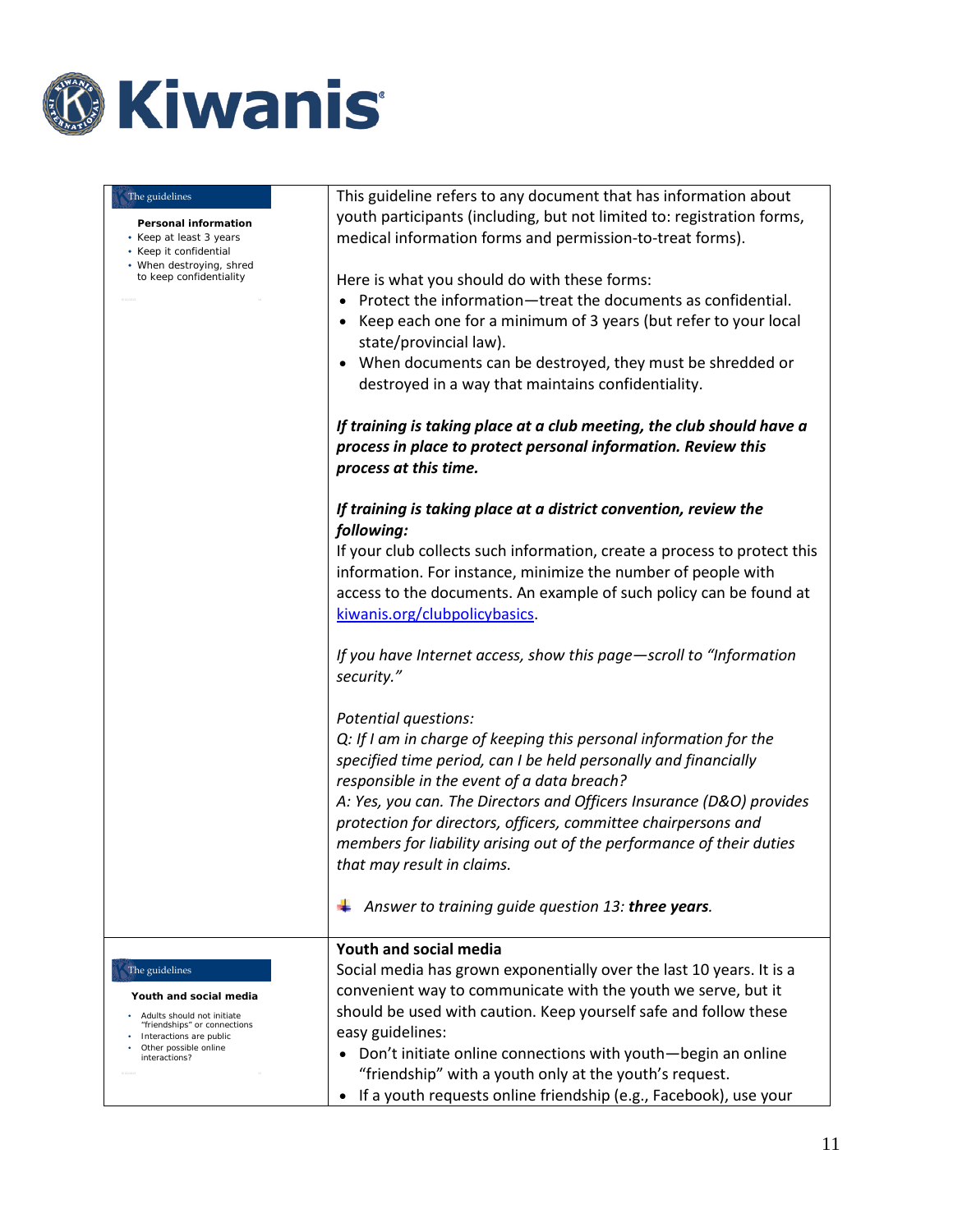| Slide | Notes |
|---|---|
| The guidelines<br><br>**Personal information**<br>• Keep at least 3 years<br>• Keep it confidential<br>• When destroying, shred to keep confidentiality | This guideline refers to any document that has information about youth participants (including, but not limited to: registration forms, medical information forms and permission-to-treat forms).<br><br>Here is what you should do with these forms:<br>• Protect the information—treat the documents as confidential.<br>• Keep each one for a minimum of 3 years (but refer to your local state/provincial law).<br>• When documents can be destroyed, they must be shredded or destroyed in a way that maintains confidentiality.<br><br>***If training is taking place at a club meeting, the club should have a process in place to protect personal information. Review this process at this time.***<br><br>***If training is taking place at a district convention, review the following:***<br>If your club collects such information, create a process to protect this information. For instance, minimize the number of people with access to the documents. An example of such policy can be found at kiwanis.org/clubpolicybasics.<br><br>*If you have Internet access, show this page—scroll to "Information security."*<br><br>*Potential questions:*<br>*Q: If I am in charge of keeping this personal information for the specified time period, can I be held personally and financially responsible in the event of a data breach?*<br>*A: Yes, you can. The Directors and Officers Insurance (D&O) provides protection for directors, officers, committee chairpersons and members for liability arising out of the performance of their duties that may result in claims.*<br><br>*Answer to training guide question 13:* ***three years****.* |
| The guidelines<br><br>**Youth and social media**<br>• Adults should not initiate "friendships" or connections<br>• Interactions are public<br>• Other possible online interactions? | **Youth and social media**<br>Social media has grown exponentially over the last 10 years. It is a convenient way to communicate with the youth we serve, but it should be used with caution. Keep yourself safe and follow these easy guidelines:<br>• Don't initiate online connections with youth—begin an online "friendship" with a youth only at the youth's request.<br>• If a youth requests online friendship (e.g., Facebook), use your |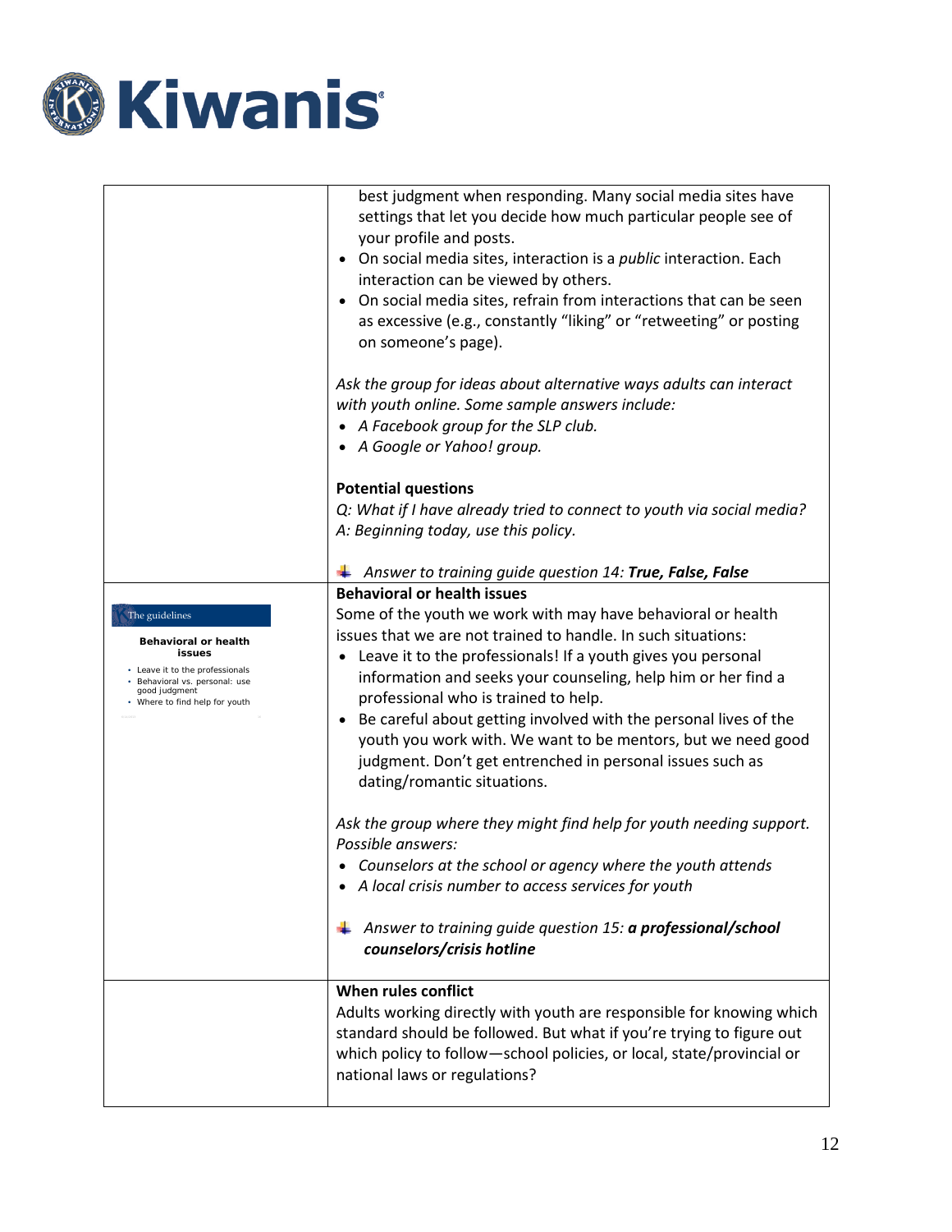| | |
|---|---|
| | best judgment when responding. Many social media sites have settings that let you decide how much particular people see of your profile and posts.<br>• On social media sites, interaction is a *public* interaction. Each interaction can be viewed by others.<br>• On social media sites, refrain from interactions that can be seen as excessive (e.g., constantly "liking" or "retweeting" or posting on someone's page).<br><br>*Ask the group for ideas about alternative ways adults can interact with youth online. Some sample answers include:*<br>• *A Facebook group for the SLP club.*<br>• *A Google or Yahoo! group.*<br><br>**Potential questions**<br>*Q: What if I have already tried to connect to youth via social media?*<br>*A: Beginning today, use this policy.*<br><br>*Answer to training guide question 14: **True, False, False*** |
| The guidelines<br><br>**Behavioral or health issues**<br>• Leave it to the professionals<br>• Behavioral vs. personal: use good judgment<br>• Where to find help for youth | **Behavioral or health issues**<br>Some of the youth we work with may have behavioral or health issues that we are not trained to handle. In such situations:<br>• Leave it to the professionals! If a youth gives you personal information and seeks your counseling, help him or her find a professional who is trained to help.<br>• Be careful about getting involved with the personal lives of the youth you work with. We want to be mentors, but we need good judgment. Don't get entrenched in personal issues such as dating/romantic situations.<br><br>*Ask the group where they might find help for youth needing support. Possible answers:*<br>• *Counselors at the school or agency where the youth attends*<br>• *A local crisis number to access services for youth*<br><br>*Answer to training guide question 15: **a professional/school counselors/crisis hotline*** |
| | **When rules conflict**<br>Adults working directly with youth are responsible for knowing which standard should be followed. But what if you're trying to figure out which policy to follow—school policies, or local, state/provincial or national laws or regulations? |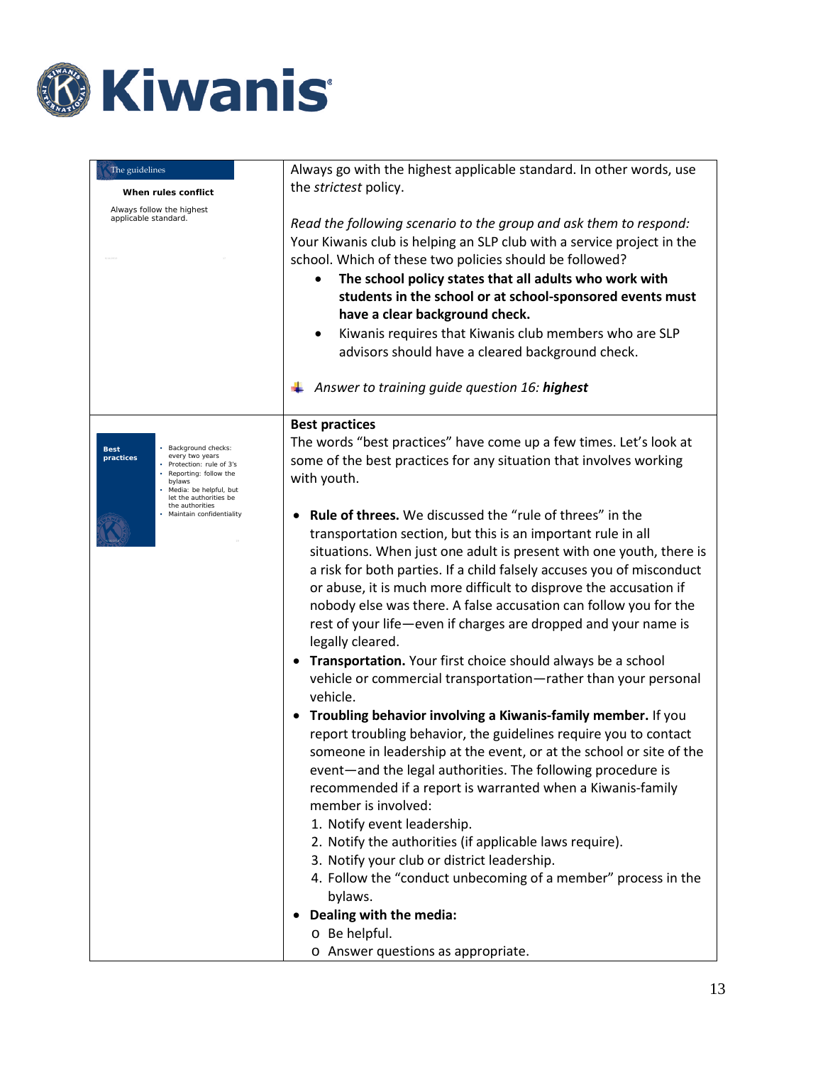| | |
|---|---|
| The guidelines<br><br>**When rules conflict**<br><br>Always follow the highest applicable standard. | Always go with the highest applicable standard. In other words, use the *strictest* policy.<br><br>*Read the following scenario to the group and ask them to respond:* Your Kiwanis club is helping an SLP club with a service project in the school. Which of these two policies should be followed?<br>• **The school policy states that all adults who work with students in the school or at school-sponsored events must have a clear background check.**<br>• Kiwanis requires that Kiwanis club members who are SLP advisors should have a cleared background check.<br><br>*Answer to training guide question 16:* ***highest*** |
| **Best practices**<br>• Background checks: every two years<br>• Protection: rule of 3's<br>• Reporting: follow the bylaws<br>• Media: be helpful, but let the authorities be the authorities<br>• Maintain confidentiality | **Best practices**<br>The words "best practices" have come up a few times. Let's look at some of the best practices for any situation that involves working with youth.<br><br>• **Rule of threes.** We discussed the "rule of threes" in the transportation section, but this is an important rule in all situations. When just one adult is present with one youth, there is a risk for both parties. If a child falsely accuses you of misconduct or abuse, it is much more difficult to disprove the accusation if nobody else was there. A false accusation can follow you for the rest of your life—even if charges are dropped and your name is legally cleared.<br>• **Transportation.** Your first choice should always be a school vehicle or commercial transportation—rather than your personal vehicle.<br>• **Troubling behavior involving a Kiwanis-family member.** If you report troubling behavior, the guidelines require you to contact someone in leadership at the event, or at the school or site of the event—and the legal authorities. The following procedure is recommended if a report is warranted when a Kiwanis-family member is involved:<br>1. Notify event leadership.<br>2. Notify the authorities (if applicable laws require).<br>3. Notify your club or district leadership.<br>4. Follow the "conduct unbecoming of a member" process in the bylaws.<br>• **Dealing with the media:**<br>o Be helpful.<br>o Answer questions as appropriate. |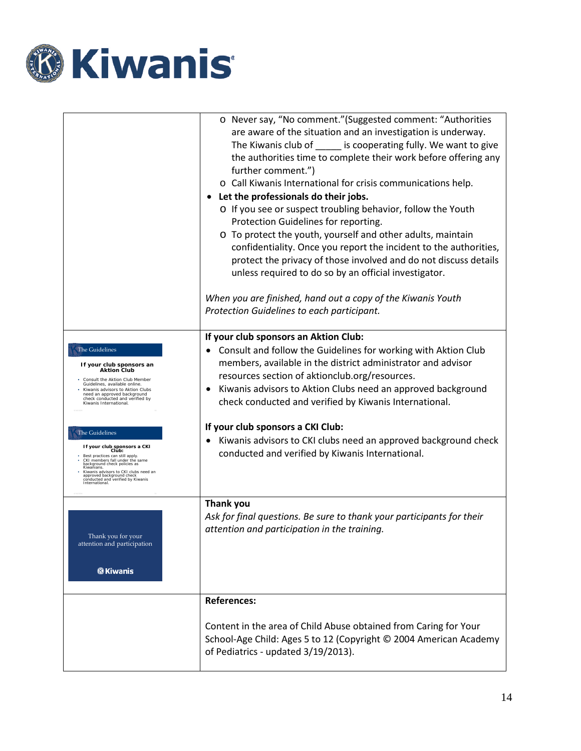| | |
|---|---|
| | o Never say, "No comment."(Suggested comment: "Authorities are aware of the situation and an investigation is underway. The Kiwanis club of _____ is cooperating fully. We want to give the authorities time to complete their work before offering any further comment.")<br>o Call Kiwanis International for crisis communications help.<br>• **Let the professionals do their jobs.**<br>o If you see or suspect troubling behavior, follow the Youth Protection Guidelines for reporting.<br>o To protect the youth, yourself and other adults, maintain confidentiality. Once you report the incident to the authorities, protect the privacy of those involved and do not discuss details unless required to do so by an official investigator.<br><br>*When you are finished, hand out a copy of the Kiwanis Youth Protection Guidelines to each participant.* |
| The Guidelines<br>**If your club sponsors an Aktion Club**<br>• Consult the Aktion Club Member Guidelines, available online.<br>• Kiwanis advisors to Aktion Clubs need an approved background check conducted and verified by Kiwanis International.<br><br>The Guidelines<br>**If your club sponsors a CKI Club:**<br>• Best practices can still apply.<br>• CKI members fall under the same background check policies as Kiwanians.<br>• Kiwanis advisors to CKI clubs need an approved background check conducted and verified by Kiwanis International. | **If your club sponsors an Aktion Club:**<br>• Consult and follow the Guidelines for working with Aktion Club members, available in the district administrator and advisor resources section of aktionclub.org/resources.<br>• Kiwanis advisors to Aktion Clubs need an approved background check conducted and verified by Kiwanis International.<br><br>**If your club sponsors a CKI Club:**<br>• Kiwanis advisors to CKI clubs need an approved background check conducted and verified by Kiwanis International. |
| Thank you for your attention and participation<br>Kiwanis | **Thank you**<br>*Ask for final questions. Be sure to thank your participants for their attention and participation in the training.* |
| | **References:**<br><br>Content in the area of Child Abuse obtained from Caring for Your School-Age Child: Ages 5 to 12 (Copyright © 2004 American Academy of Pediatrics - updated 3/19/2013). |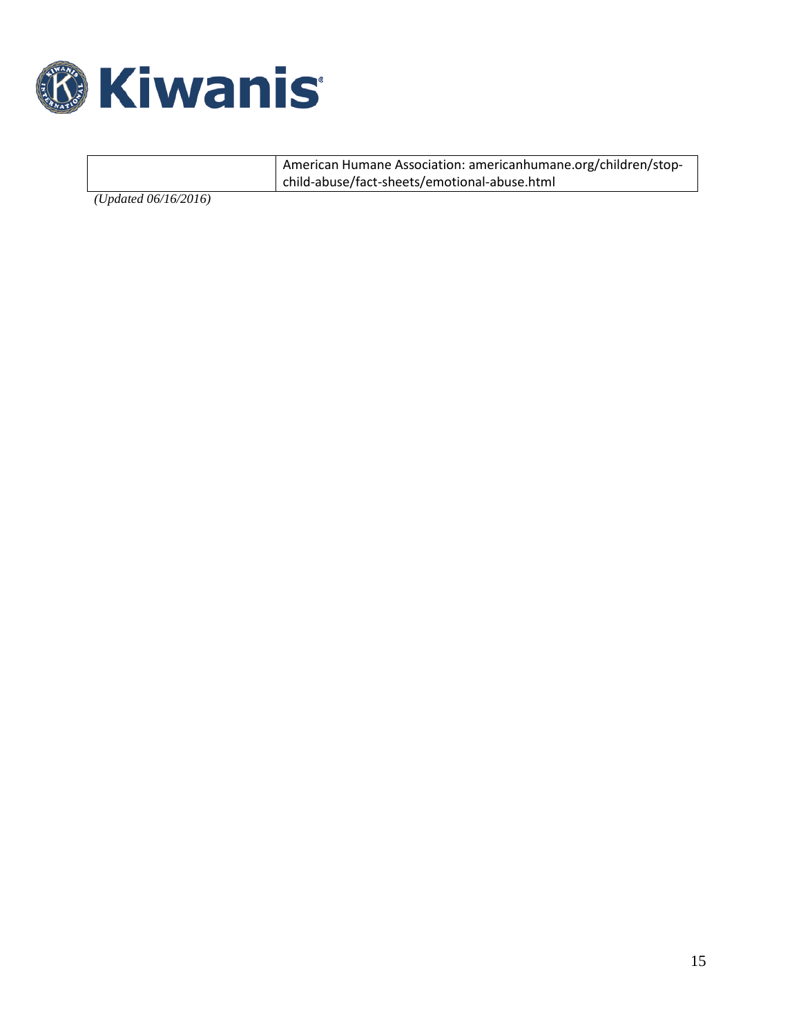|  | American Humane Association: americanhumane.org/children/stop-child-abuse/fact-sheets/emotional-abuse.html |
|---|---|

*(Updated 06/16/2016)*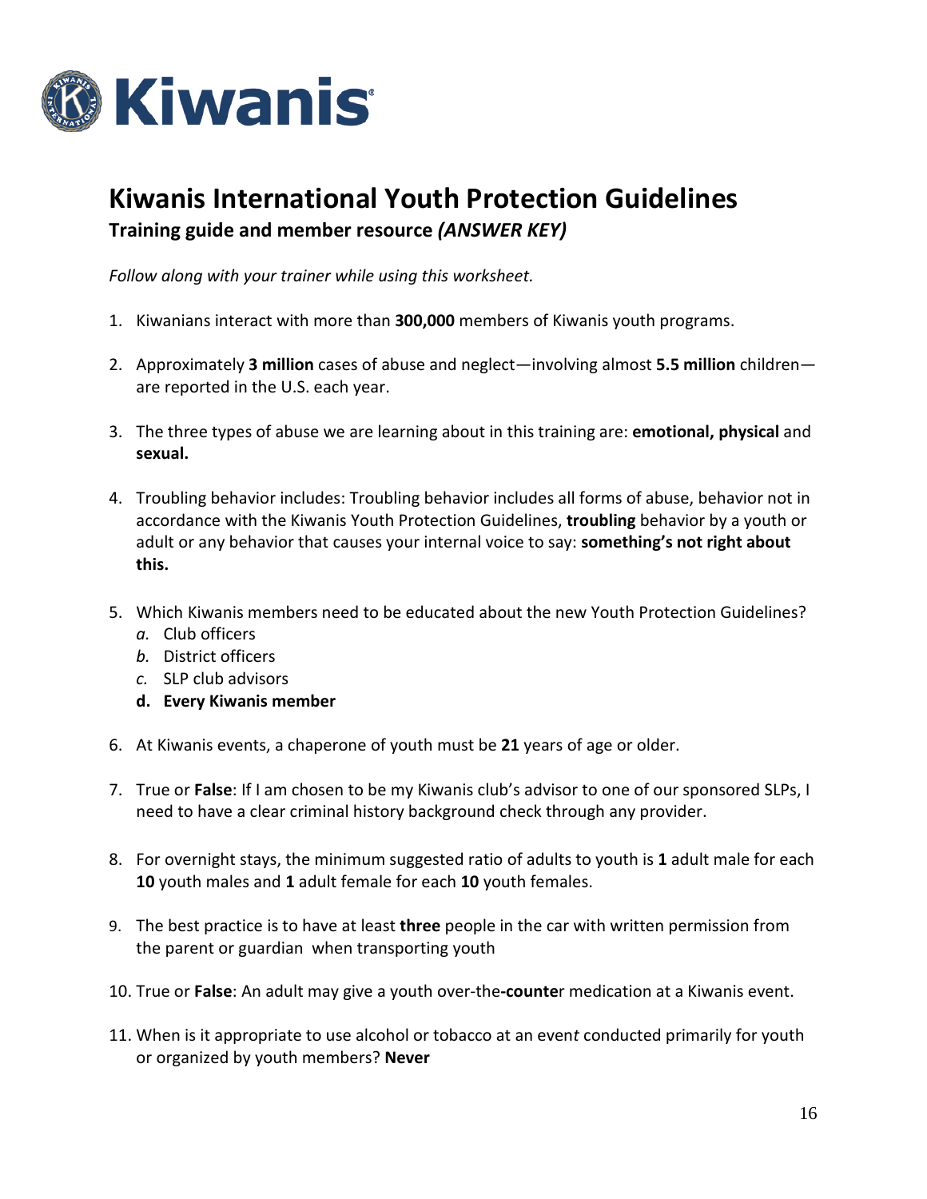# Kiwanis International Youth Protection Guidelines

## Training guide and member resource *(ANSWER KEY)*

*Follow along with your trainer while using this worksheet.*

1. Kiwanians interact with more than **300,000** members of Kiwanis youth programs.

2. Approximately **3 million** cases of abuse and neglect—involving almost **5.5 million** children—are reported in the U.S. each year.

3. The three types of abuse we are learning about in this training are: **emotional, physical** and **sexual.**

4. Troubling behavior includes: Troubling behavior includes all forms of abuse, behavior not in accordance with the Kiwanis Youth Protection Guidelines, **troubling** behavior by a youth or adult or any behavior that causes your internal voice to say: **something's not right about this.**

5. Which Kiwanis members need to be educated about the new Youth Protection Guidelines?
   *a.* Club officers
   *b.* District officers
   *c.* SLP club advisors
   **d. Every Kiwanis member**

6. At Kiwanis events, a chaperone of youth must be **21** years of age or older.

7. True or **False**: If I am chosen to be my Kiwanis club's advisor to one of our sponsored SLPs, I need to have a clear criminal history background check through any provider.

8. For overnight stays, the minimum suggested ratio of adults to youth is **1** adult male for each **10** youth males and **1** adult female for each **10** youth females.

9. The best practice is to have at least **three** people in the car with written permission from the parent or guardian when transporting youth

10. True or **False**: An adult may give a youth over-the-**counte**r medication at a Kiwanis event.

11. When is it appropriate to use alcohol or tobacco at an even*t* conducted primarily for youth or organized by youth members? **Never**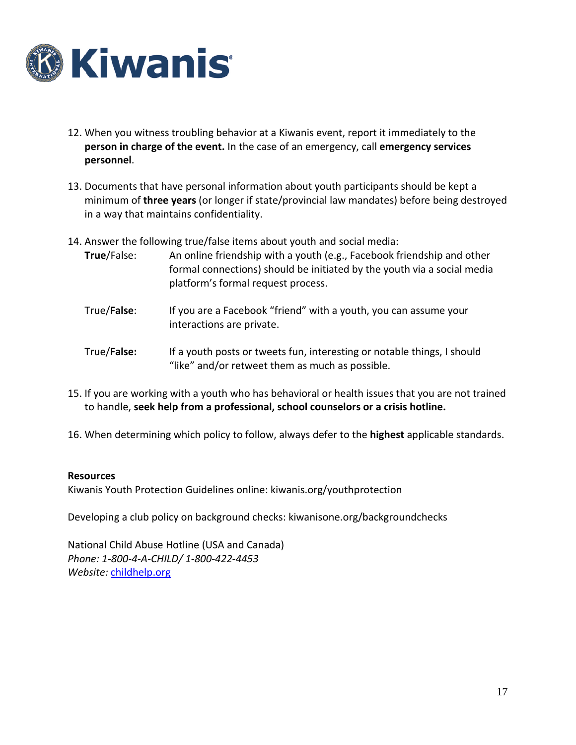12. When you witness troubling behavior at a Kiwanis event, report it immediately to the **person in charge of the event.** In the case of an emergency, call **emergency services personnel**.

13. Documents that have personal information about youth participants should be kept a minimum of **three years** (or longer if state/provincial law mandates) before being destroyed in a way that maintains confidentiality.

14. Answer the following true/false items about youth and social media:

    **True**/False: An online friendship with a youth (e.g., Facebook friendship and other formal connections) should be initiated by the youth via a social media platform's formal request process.

    True/**False**: If you are a Facebook "friend" with a youth, you can assume your interactions are private.

    True/**False:** If a youth posts or tweets fun, interesting or notable things, I should "like" and/or retweet them as much as possible.

15. If you are working with a youth who has behavioral or health issues that you are not trained to handle, **seek help from a professional, school counselors or a crisis hotline.**

16. When determining which policy to follow, always defer to the **highest** applicable standards.

**Resources**

Kiwanis Youth Protection Guidelines online: kiwanis.org/youthprotection

Developing a club policy on background checks: kiwanisone.org/backgroundchecks

National Child Abuse Hotline (USA and Canada)
*Phone: 1-800-4-A-CHILD/ 1-800-422-4453*
*Website:* childhelp.org